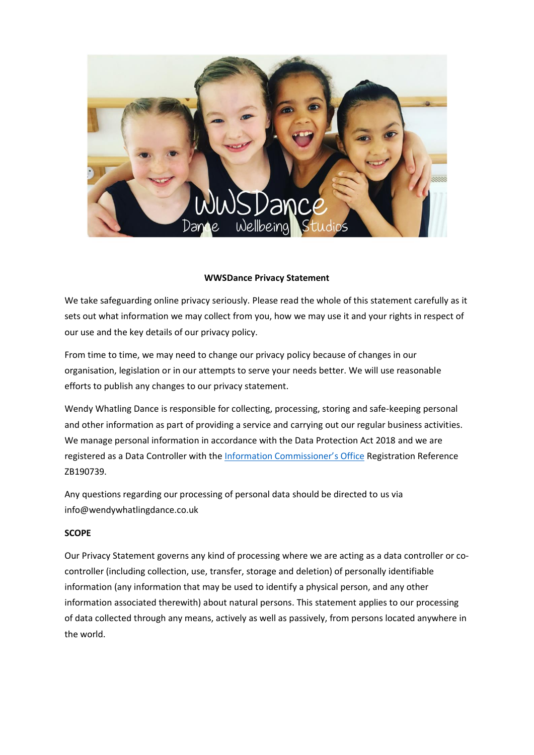**WWSDance Privacy Statement**

We take safeguarding online privacy seriously. Please read the whole of this statement carefully as it sets out what information we may collect from you, how we may use it and your rights in respect of our use and the key details of our privacy policy.

From time to time, we may need to change our privacy policy because of changes in our organisation, legislation or in our attempts to serve your needs better. We will use reasonable efforts to publish any changes to our privacy statement.

Wendy Whatling Dance is responsible for collecting, processing, storing and safe-keeping personal and other information as part of providing a service and carrying out our regular business activities. We manage personal information in accordance with the Data Protection Act 2018 and we are registered as a Data Controller with the Information Commissioner's Office Registration Reference ZB190739.

Any questions regarding our processing of personal data should be directed to us via info@wendywhatlingdance.co.uk

**SCOPE**

Our Privacy Statement governs any kind of processing where we are acting as a data controller or co-controller (including collection, use, transfer, storage and deletion) of personally identifiable information (any information that may be used to identify a physical person, and any other information associated therewith) about natural persons. This statement applies to our processing of data collected through any means, actively as well as passively, from persons located anywhere in the world.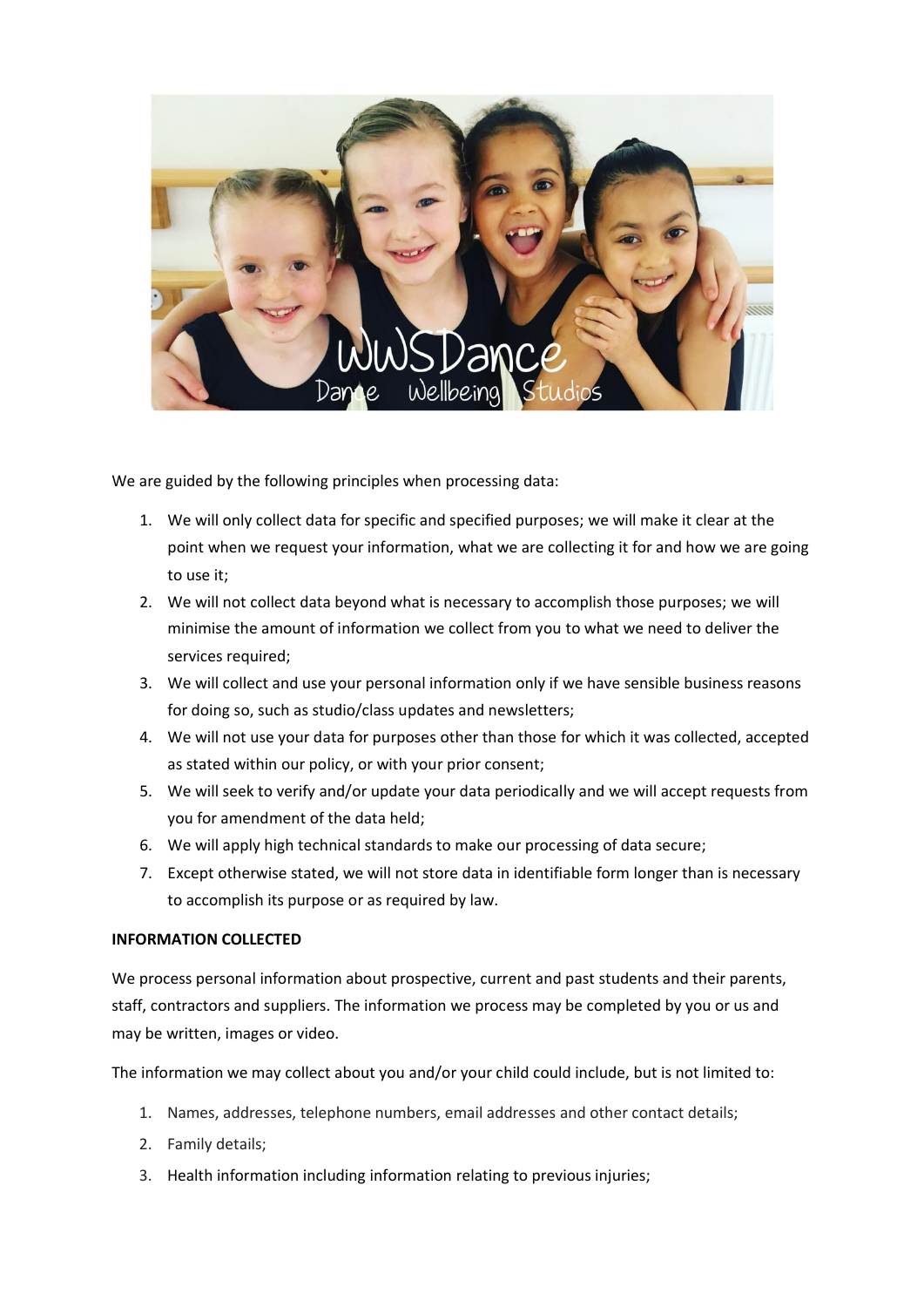We are guided by the following principles when processing data:

1. We will only collect data for specific and specified purposes; we will make it clear at the point when we request your information, what we are collecting it for and how we are going to use it;
2. We will not collect data beyond what is necessary to accomplish those purposes; we will minimise the amount of information we collect from you to what we need to deliver the services required;
3. We will collect and use your personal information only if we have sensible business reasons for doing so, such as studio/class updates and newsletters;
4. We will not use your data for purposes other than those for which it was collected, accepted as stated within our policy, or with your prior consent;
5. We will seek to verify and/or update your data periodically and we will accept requests from you for amendment of the data held;
6. We will apply high technical standards to make our processing of data secure;
7. Except otherwise stated, we will not store data in identifiable form longer than is necessary to accomplish its purpose or as required by law.

**INFORMATION COLLECTED**

We process personal information about prospective, current and past students and their parents, staff, contractors and suppliers. The information we process may be completed by you or us and may be written, images or video.

The information we may collect about you and/or your child could include, but is not limited to:

1. Names, addresses, telephone numbers, email addresses and other contact details;
2. Family details;
3. Health information including information relating to previous injuries;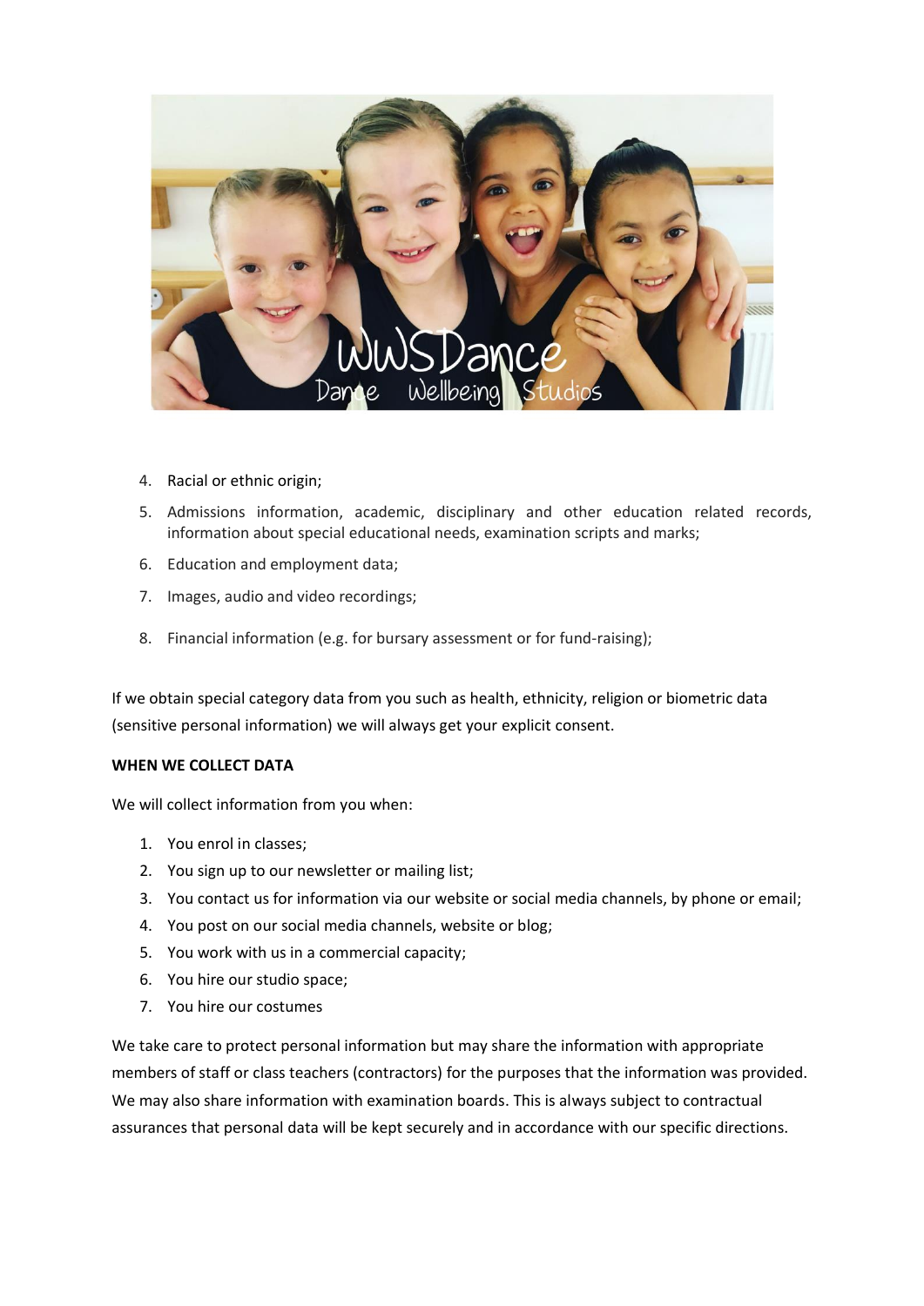4. Racial or ethnic origin;
5. Admissions information, academic, disciplinary and other education related records, information about special educational needs, examination scripts and marks;
6. Education and employment data;
7. Images, audio and video recordings;
8. Financial information (e.g. for bursary assessment or for fund-raising);

If we obtain special category data from you such as health, ethnicity, religion or biometric data (sensitive personal information) we will always get your explicit consent.

**WHEN WE COLLECT DATA**

We will collect information from you when:

1. You enrol in classes;
2. You sign up to our newsletter or mailing list;
3. You contact us for information via our website or social media channels, by phone or email;
4. You post on our social media channels, website or blog;
5. You work with us in a commercial capacity;
6. You hire our studio space;
7. You hire our costumes

We take care to protect personal information but may share the information with appropriate members of staff or class teachers (contractors) for the purposes that the information was provided. We may also share information with examination boards. This is always subject to contractual assurances that personal data will be kept securely and in accordance with our specific directions.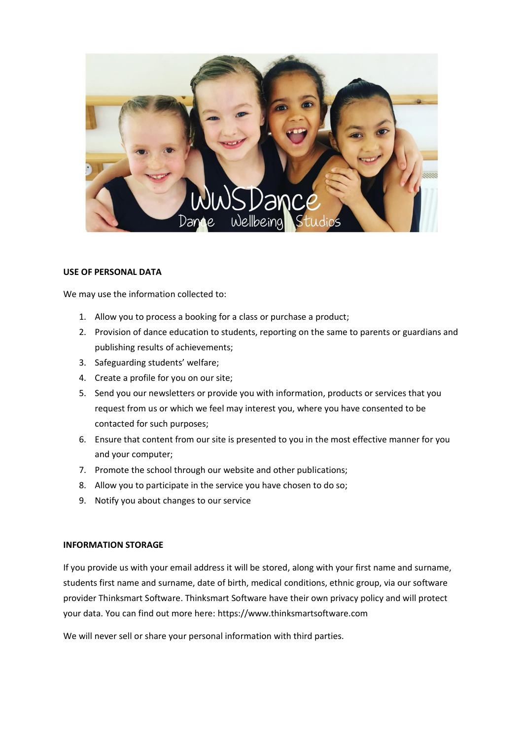## USE OF PERSONAL DATA

We may use the information collected to:

1. Allow you to process a booking for a class or purchase a product;
2. Provision of dance education to students, reporting on the same to parents or guardians and publishing results of achievements;
3. Safeguarding students' welfare;
4. Create a profile for you on our site;
5. Send you our newsletters or provide you with information, products or services that you request from us or which we feel may interest you, where you have consented to be contacted for such purposes;
6. Ensure that content from our site is presented to you in the most effective manner for you and your computer;
7. Promote the school through our website and other publications;
8. Allow you to participate in the service you have chosen to do so;
9. Notify you about changes to our service

## INFORMATION STORAGE

If you provide us with your email address it will be stored, along with your first name and surname, students first name and surname, date of birth, medical conditions, ethnic group, via our software provider Thinksmart Software. Thinksmart Software have their own privacy policy and will protect your data. You can find out more here: https://www.thinksmartsoftware.com

We will never sell or share your personal information with third parties.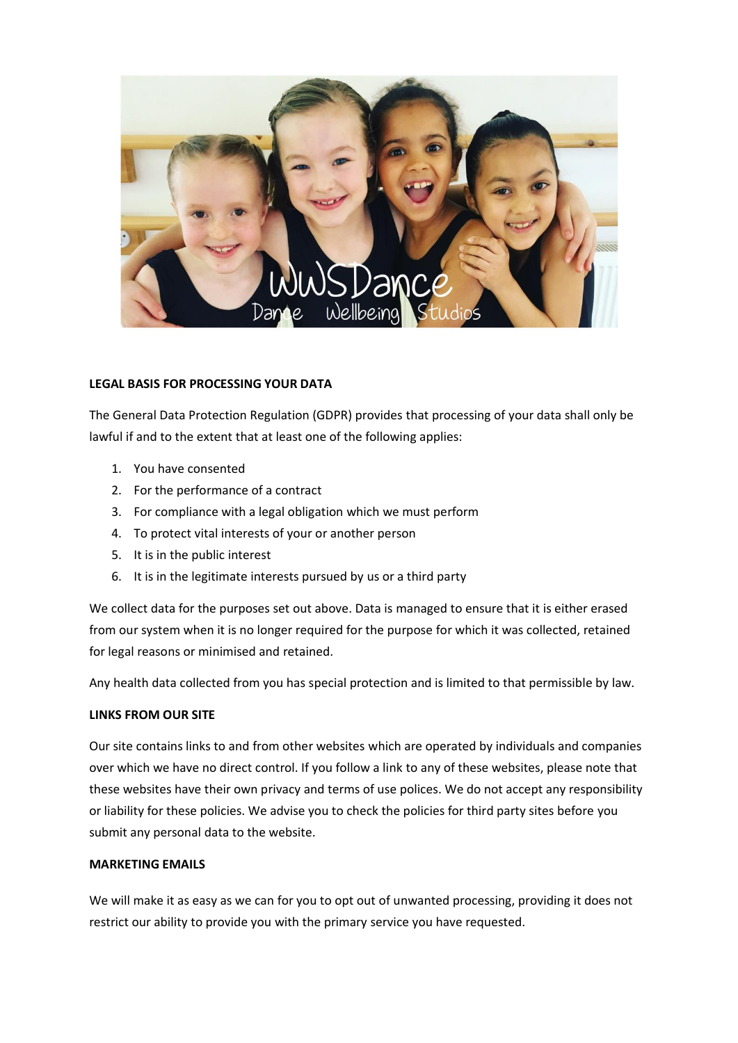## LEGAL BASIS FOR PROCESSING YOUR DATA

The General Data Protection Regulation (GDPR) provides that processing of your data shall only be lawful if and to the extent that at least one of the following applies:

1. You have consented
2. For the performance of a contract
3. For compliance with a legal obligation which we must perform
4. To protect vital interests of your or another person
5. It is in the public interest
6. It is in the legitimate interests pursued by us or a third party

We collect data for the purposes set out above. Data is managed to ensure that it is either erased from our system when it is no longer required for the purpose for which it was collected, retained for legal reasons or minimised and retained.

Any health data collected from you has special protection and is limited to that permissible by law.

## LINKS FROM OUR SITE

Our site contains links to and from other websites which are operated by individuals and companies over which we have no direct control. If you follow a link to any of these websites, please note that these websites have their own privacy and terms of use polices. We do not accept any responsibility or liability for these policies. We advise you to check the policies for third party sites before you submit any personal data to the website.

## MARKETING EMAILS

We will make it as easy as we can for you to opt out of unwanted processing, providing it does not restrict our ability to provide you with the primary service you have requested.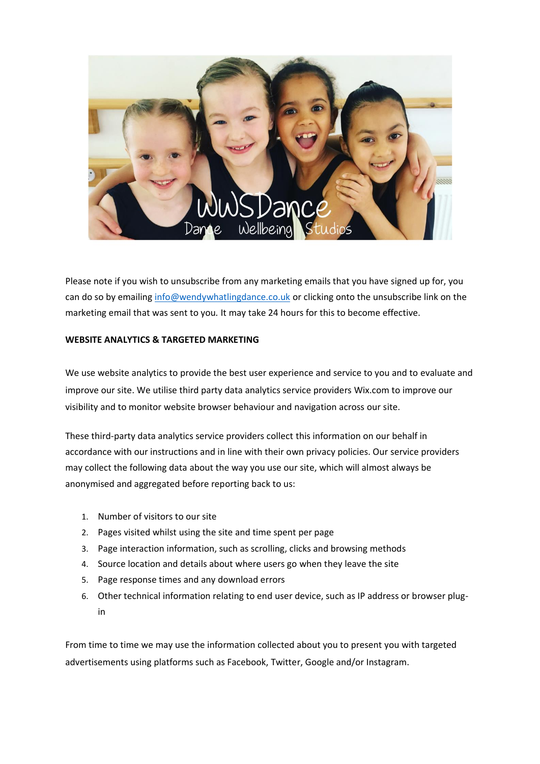Please note if you wish to unsubscribe from any marketing emails that you have signed up for, you can do so by emailing info@wendywhatlingdance.co.uk or clicking onto the unsubscribe link on the marketing email that was sent to you. It may take 24 hours for this to become effective.

**WEBSITE ANALYTICS & TARGETED MARKETING**

We use website analytics to provide the best user experience and service to you and to evaluate and improve our site. We utilise third party data analytics service providers Wix.com to improve our visibility and to monitor website browser behaviour and navigation across our site.

These third-party data analytics service providers collect this information on our behalf in accordance with our instructions and in line with their own privacy policies. Our service providers may collect the following data about the way you use our site, which will almost always be anonymised and aggregated before reporting back to us:

1. Number of visitors to our site
2. Pages visited whilst using the site and time spent per page
3. Page interaction information, such as scrolling, clicks and browsing methods
4. Source location and details about where users go when they leave the site
5. Page response times and any download errors
6. Other technical information relating to end user device, such as IP address or browser plug-in

From time to time we may use the information collected about you to present you with targeted advertisements using platforms such as Facebook, Twitter, Google and/or Instagram.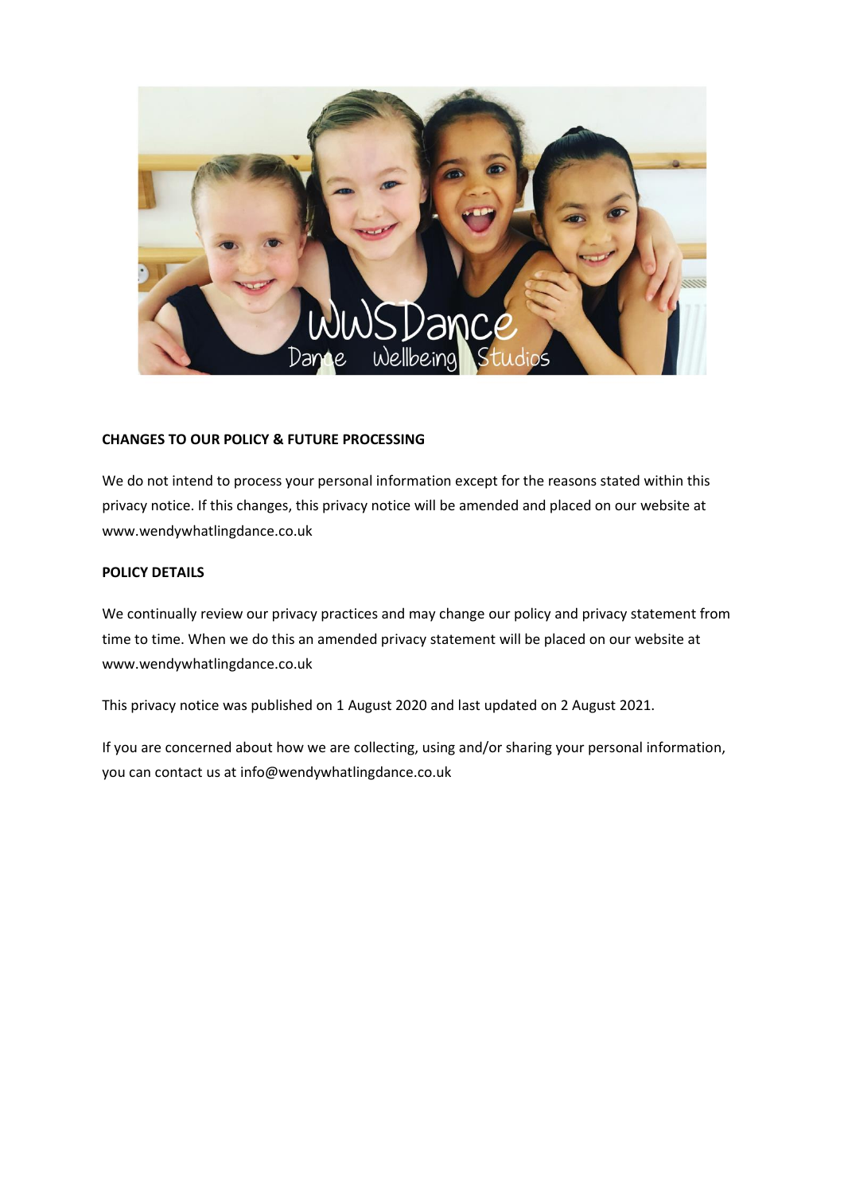## CHANGES TO OUR POLICY & FUTURE PROCESSING

We do not intend to process your personal information except for the reasons stated within this privacy notice. If this changes, this privacy notice will be amended and placed on our website at www.wendywhatlingdance.co.uk

## POLICY DETAILS

We continually review our privacy practices and may change our policy and privacy statement from time to time. When we do this an amended privacy statement will be placed on our website at www.wendywhatlingdance.co.uk

This privacy notice was published on 1 August 2020 and last updated on 2 August 2021.

If you are concerned about how we are collecting, using and/or sharing your personal information, you can contact us at info@wendywhatlingdance.co.uk